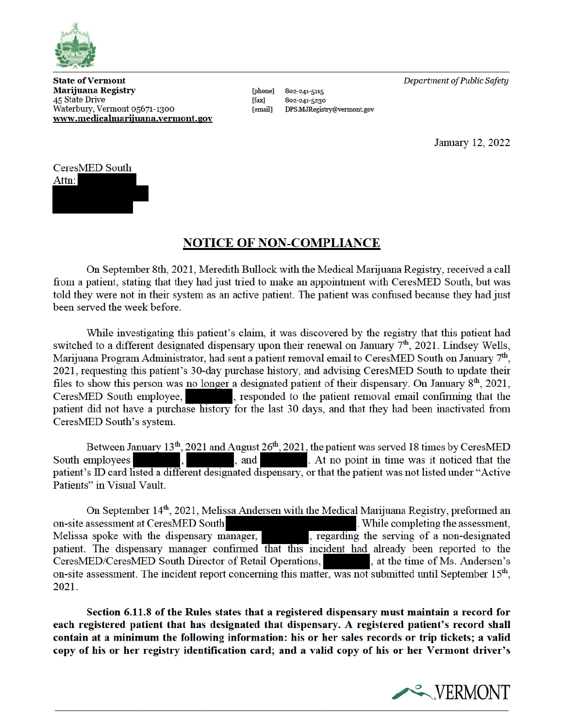**State of Vermont**
**Marijuana Registry**
45 State Drive
Waterbury, Vermont 05671-1300
**www.medicalmarijuana.vermont.gov**

[phone] 802-241-5115
[fax] 802-241-5230
[email] DPS.MJRegistry@vermont.gov

*Department of Public Safety*

January 12, 2022

CeresMED South
Attn: [redacted]
[redacted]
[redacted]

## NOTICE OF NON-COMPLIANCE

On September 8th, 2021, Meredith Bullock with the Medical Marijuana Registry, received a call from a patient, stating that they had just tried to make an appointment with CeresMED South, but was told they were not in their system as an active patient. The patient was confused because they had just been served the week before.

While investigating this patient's claim, it was discovered by the registry that this patient had switched to a different designated dispensary upon their renewal on January 7th, 2021. Lindsey Wells, Marijuana Program Administrator, had sent a patient removal email to CeresMED South on January 7th, 2021, requesting this patient's 30-day purchase history, and advising CeresMED South to update their files to show this person was no longer a designated patient of their dispensary. On January 8th, 2021, CeresMED South employee, [redacted], responded to the patient removal email confirming that the patient did not have a purchase history for the last 30 days, and that they had been inactivated from CeresMED South's system.

Between January 13th, 2021 and August 26th, 2021, the patient was served 18 times by CeresMED South employees [redacted], [redacted], and [redacted]. At no point in time was it noticed that the patient's ID card listed a different designated dispensary, or that the patient was not listed under "Active Patients" in Visual Vault.

On September 14th, 2021, Melissa Andersen with the Medical Marijuana Registry, preformed an on-site assessment at CeresMED South [redacted]. While completing the assessment, Melissa spoke with the dispensary manager, [redacted], regarding the serving of a non-designated patient. The dispensary manager confirmed that this incident had already been reported to the CeresMED/CeresMED South Director of Retail Operations, [redacted], at the time of Ms. Andersen's on-site assessment. The incident report concerning this matter, was not submitted until September 15th, 2021.

**Section 6.11.8 of the Rules states that a registered dispensary must maintain a record for each registered patient that has designated that dispensary. A registered patient's record shall contain at a minimum the following information: his or her sales records or trip tickets; a valid copy of his or her registry identification card; and a valid copy of his or her Vermont driver's**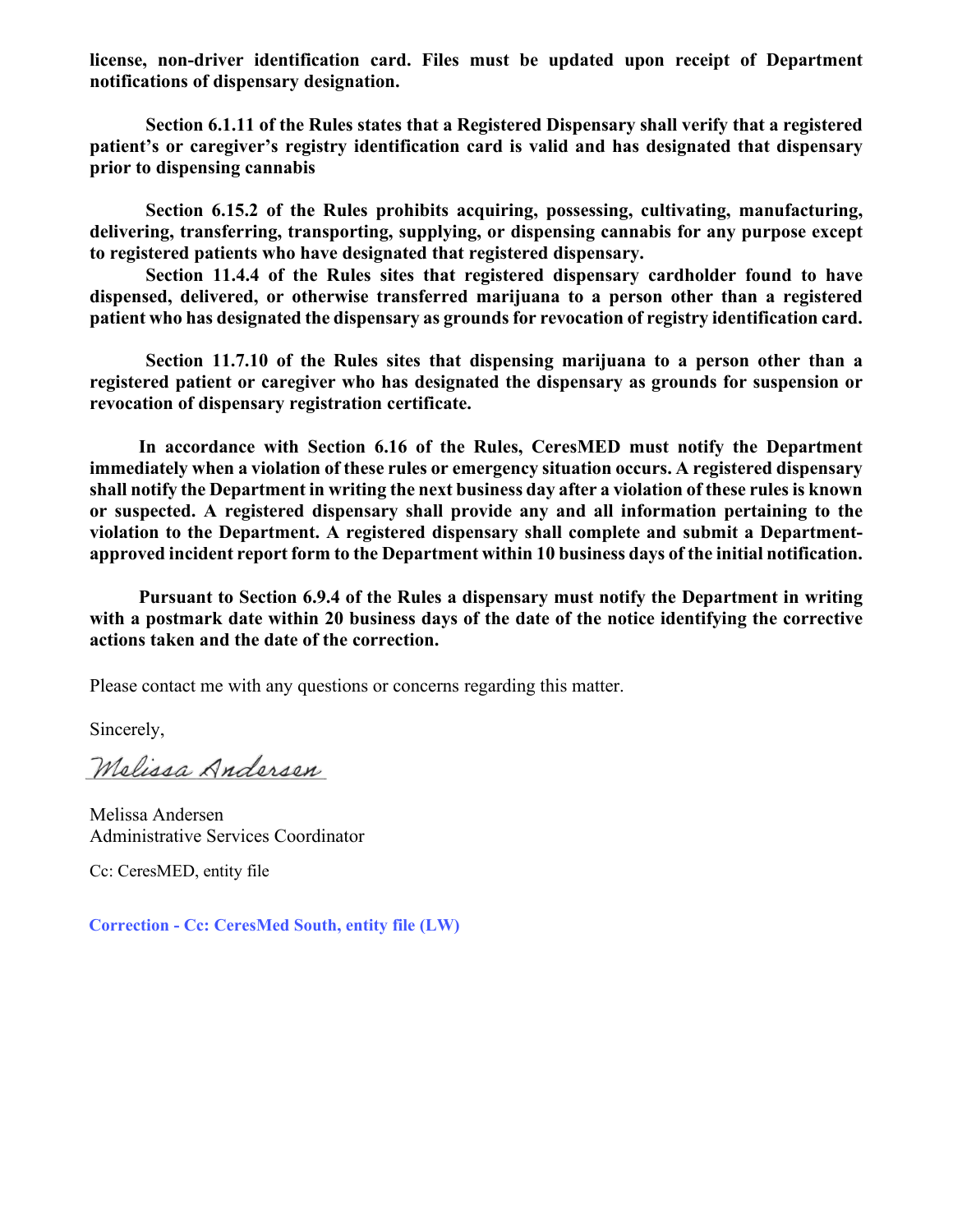**license, non-driver identification card. Files must be updated upon receipt of Department notifications of dispensary designation.**

**Section 6.1.11 of the Rules states that a Registered Dispensary shall verify that a registered patient's or caregiver's registry identification card is valid and has designated that dispensary prior to dispensing cannabis**

**Section 6.15.2 of the Rules prohibits acquiring, possessing, cultivating, manufacturing, delivering, transferring, transporting, supplying, or dispensing cannabis for any purpose except to registered patients who have designated that registered dispensary.**

**Section 11.4.4 of the Rules sites that registered dispensary cardholder found to have dispensed, delivered, or otherwise transferred marijuana to a person other than a registered patient who has designated the dispensary as grounds for revocation of registry identification card.**

**Section 11.7.10 of the Rules sites that dispensing marijuana to a person other than a registered patient or caregiver who has designated the dispensary as grounds for suspension or revocation of dispensary registration certificate.**

**In accordance with Section 6.16 of the Rules, CeresMED must notify the Department immediately when a violation of these rules or emergency situation occurs. A registered dispensary shall notify the Department in writing the next business day after a violation of these rules is known or suspected. A registered dispensary shall provide any and all information pertaining to the violation to the Department. A registered dispensary shall complete and submit a Department-approved incident report form to the Department within 10 business days of the initial notification.**

**Pursuant to Section 6.9.4 of the Rules a dispensary must notify the Department in writing with a postmark date within 20 business days of the date of the notice identifying the corrective actions taken and the date of the correction.**

Please contact me with any questions or concerns regarding this matter.

Sincerely,

Melissa Andersen

Melissa Andersen
Administrative Services Coordinator

Cc: CeresMED, entity file

**Correction - Cc: CeresMed South, entity file (LW)**